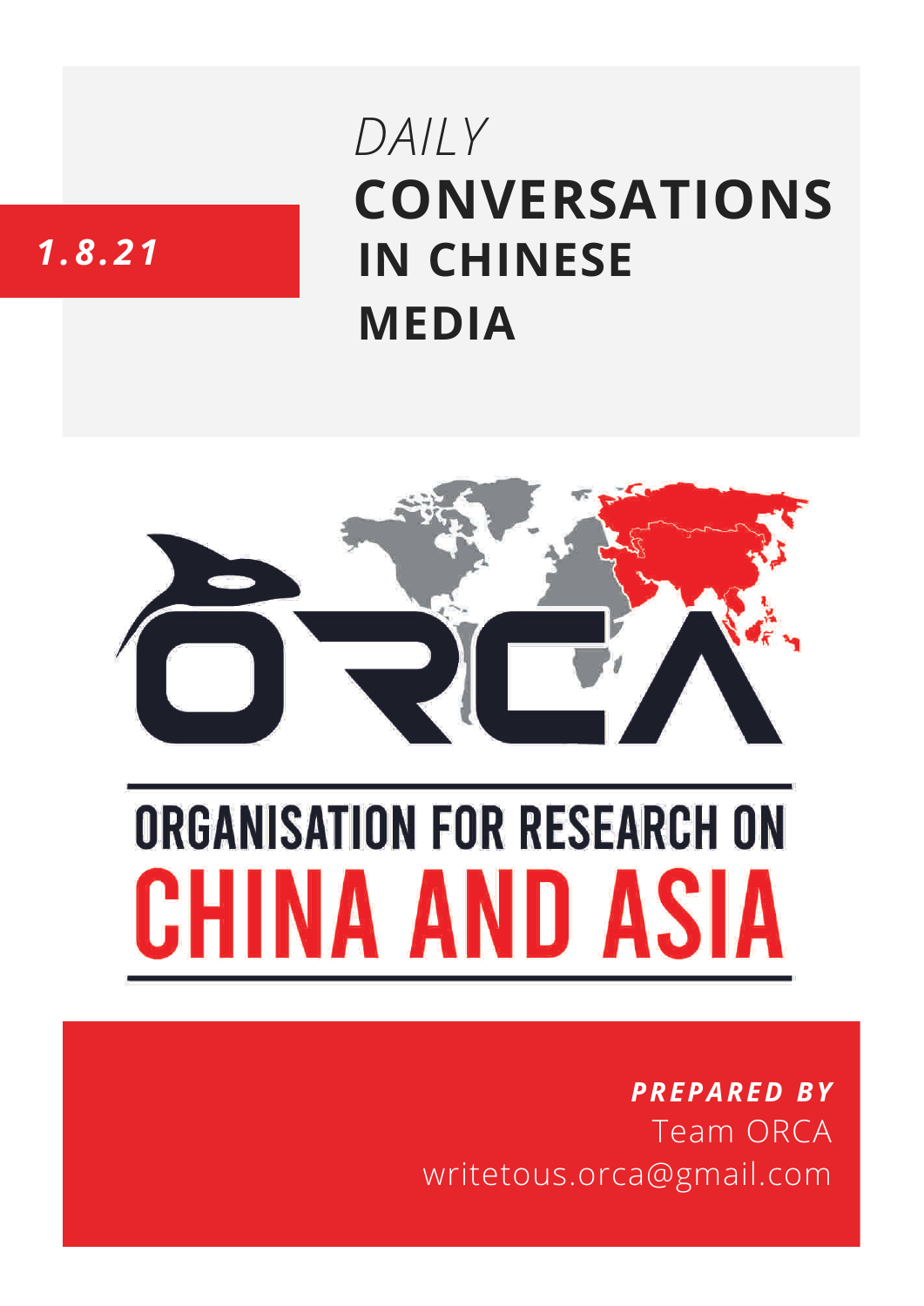**1.8.21**

*DAILY*

# CONVERSATIONS IN CHINESE MEDIA

ORGANISATION FOR RESEARCH ON

CHINA AND ASIA

***PREPARED BY***

Team ORCA

writetous.orca@gmail.com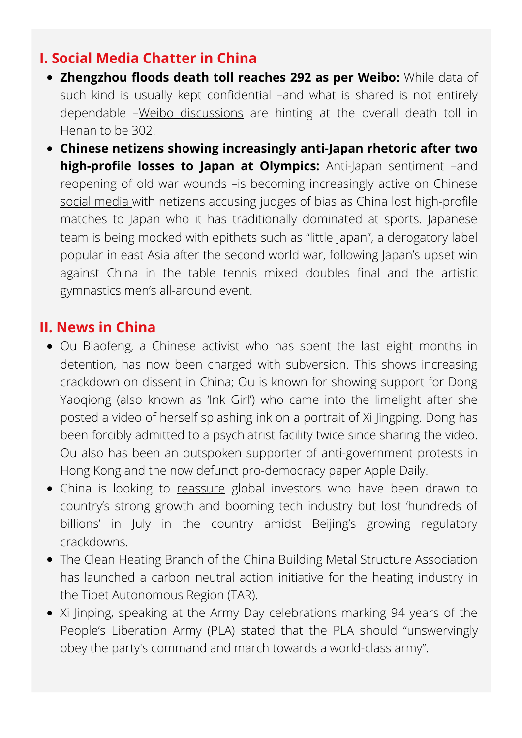## I. Social Media Chatter in China

- **Zhengzhou floods death toll reaches 292 as per Weibo:** While data of such kind is usually kept confidential –and what is shared is not entirely dependable –Weibo discussions are hinting at the overall death toll in Henan to be 302.
- **Chinese netizens showing increasingly anti-Japan rhetoric after two high-profile losses to Japan at Olympics:** Anti-Japan sentiment –and reopening of old war wounds –is becoming increasingly active on Chinese social media with netizens accusing judges of bias as China lost high-profile matches to Japan who it has traditionally dominated at sports. Japanese team is being mocked with epithets such as "little Japan", a derogatory label popular in east Asia after the second world war, following Japan's upset win against China in the table tennis mixed doubles final and the artistic gymnastics men's all-around event.

## II. News in China

- Ou Biaofeng, a Chinese activist who has spent the last eight months in detention, has now been charged with subversion. This shows increasing crackdown on dissent in China; Ou is known for showing support for Dong Yaoqiong (also known as 'Ink Girl') who came into the limelight after she posted a video of herself splashing ink on a portrait of Xi Jingping. Dong has been forcibly admitted to a psychiatrist facility twice since sharing the video. Ou also has been an outspoken supporter of anti-government protests in Hong Kong and the now defunct pro-democracy paper Apple Daily.
- China is looking to reassure global investors who have been drawn to country's strong growth and booming tech industry but lost 'hundreds of billions' in July in the country amidst Beijing's growing regulatory crackdowns.
- The Clean Heating Branch of the China Building Metal Structure Association has launched a carbon neutral action initiative for the heating industry in the Tibet Autonomous Region (TAR).
- Xi Jinping, speaking at the Army Day celebrations marking 94 years of the People's Liberation Army (PLA) stated that the PLA should "unswervingly obey the party's command and march towards a world-class army".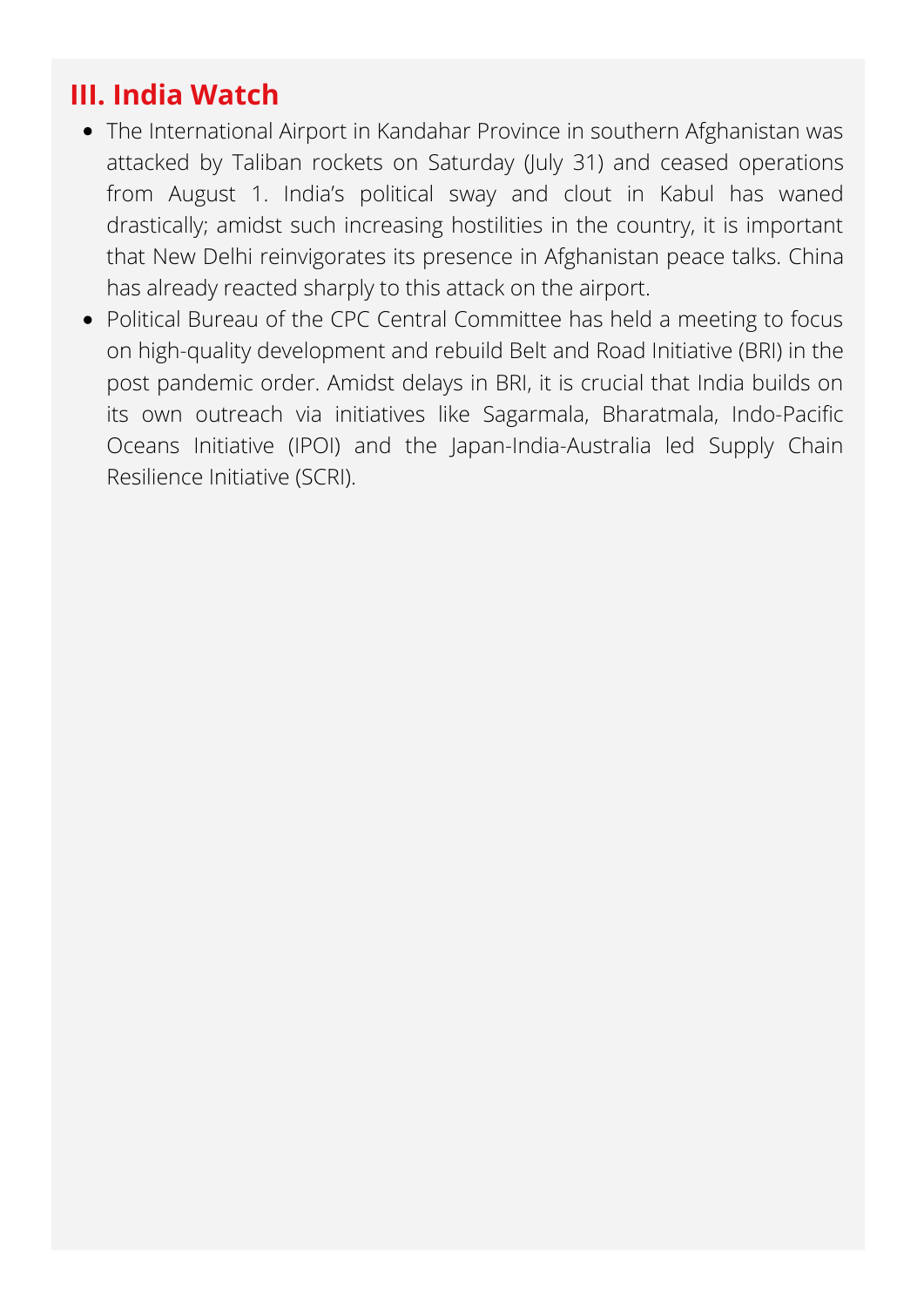## III. India Watch

- The International Airport in Kandahar Province in southern Afghanistan was attacked by Taliban rockets on Saturday (July 31) and ceased operations from August 1. India's political sway and clout in Kabul has waned drastically; amidst such increasing hostilities in the country, it is important that New Delhi reinvigorates its presence in Afghanistan peace talks. China has already reacted sharply to this attack on the airport.
- Political Bureau of the CPC Central Committee has held a meeting to focus on high-quality development and rebuild Belt and Road Initiative (BRI) in the post pandemic order. Amidst delays in BRI, it is crucial that India builds on its own outreach via initiatives like Sagarmala, Bharatmala, Indo-Pacific Oceans Initiative (IPOI) and the Japan-India-Australia led Supply Chain Resilience Initiative (SCRI).